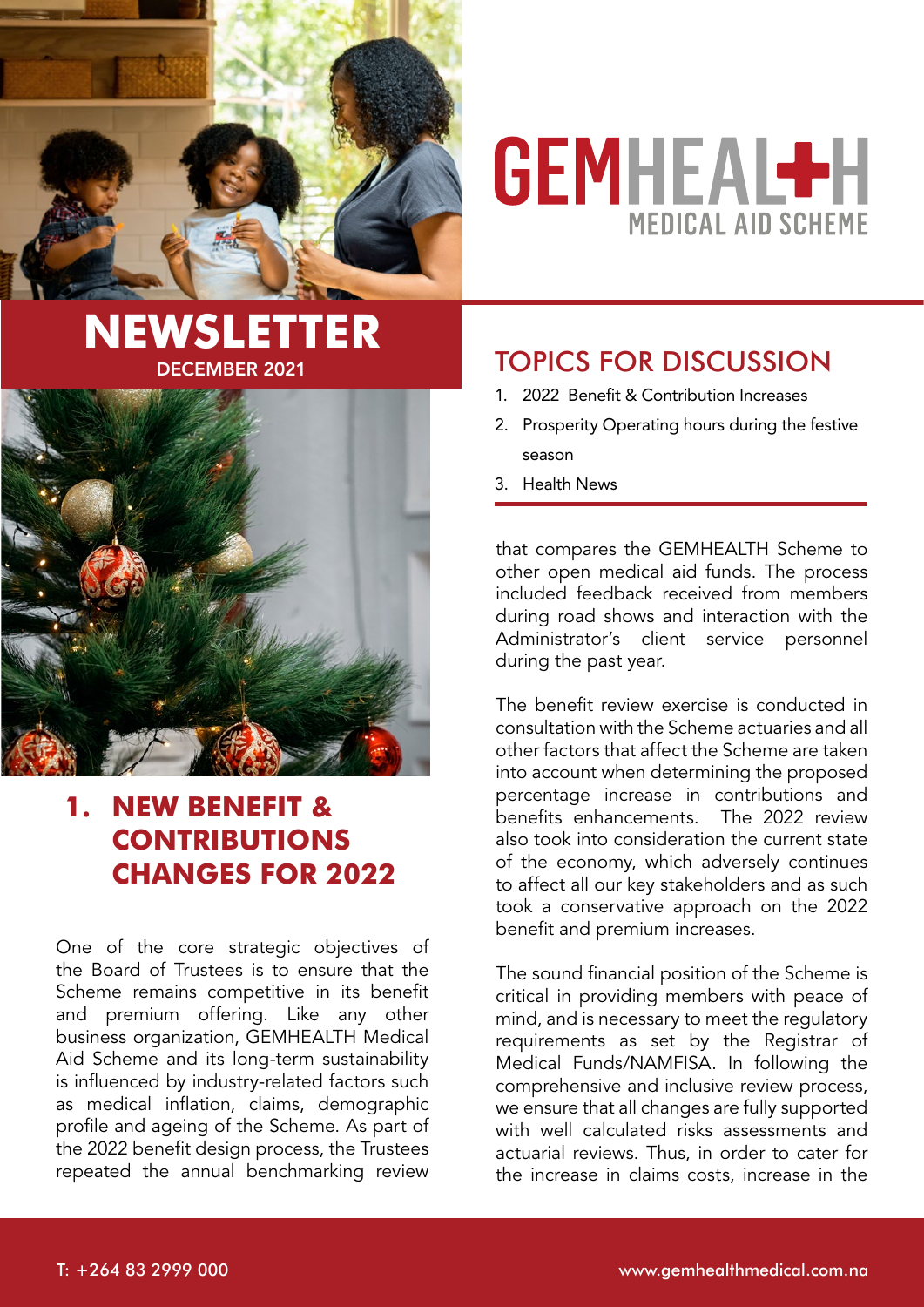# GEMHEALTH MEDICAL AID SCHEME

# NEWSLETTER

DECEMBER 2021

## TOPICS FOR DISCUSSION

1. 2022 Benefit & Contribution Increases
2. Prosperity Operating hours during the festive season
3. Health News

## 1. NEW BENEFIT & CONTRIBUTIONS CHANGES FOR 2022

One of the core strategic objectives of the Board of Trustees is to ensure that the Scheme remains competitive in its benefit and premium offering. Like any other business organization, GEMHEALTH Medical Aid Scheme and its long-term sustainability is influenced by industry-related factors such as medical inflation, claims, demographic profile and ageing of the Scheme. As part of the 2022 benefit design process, the Trustees repeated the annual benchmarking review that compares the GEMHEALTH Scheme to other open medical aid funds. The process included feedback received from members during road shows and interaction with the Administrator's client service personnel during the past year.

The benefit review exercise is conducted in consultation with the Scheme actuaries and all other factors that affect the Scheme are taken into account when determining the proposed percentage increase in contributions and benefits enhancements. The 2022 review also took into consideration the current state of the economy, which adversely continues to affect all our key stakeholders and as such took a conservative approach on the 2022 benefit and premium increases.

The sound financial position of the Scheme is critical in providing members with peace of mind, and is necessary to meet the regulatory requirements as set by the Registrar of Medical Funds/NAMFISA. In following the comprehensive and inclusive review process, we ensure that all changes are fully supported with well calculated risks assessments and actuarial reviews. Thus, in order to cater for the increase in claims costs, increase in the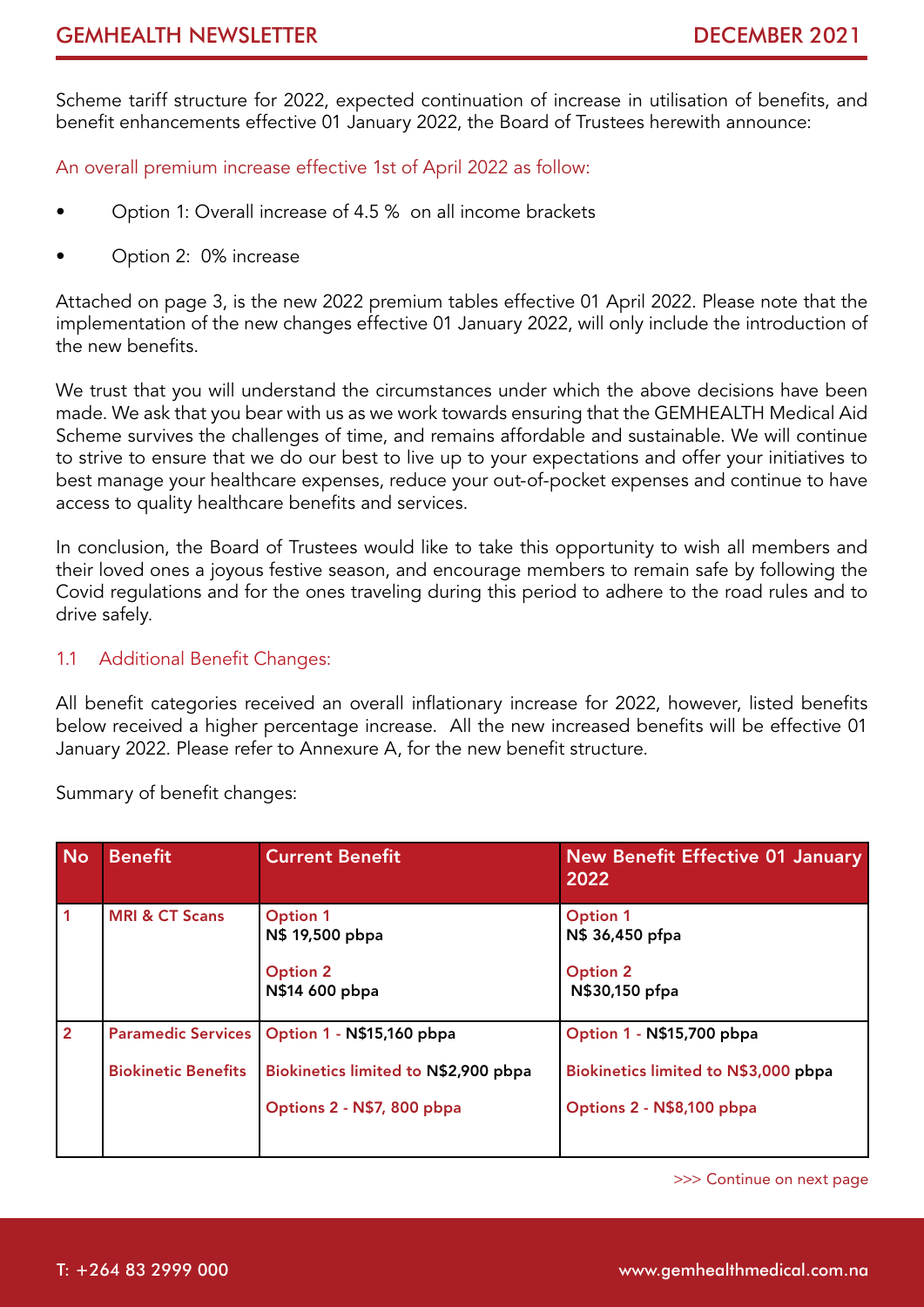Scheme tariff structure for 2022, expected continuation of increase in utilisation of benefits, and benefit enhancements effective 01 January 2022, the Board of Trustees herewith announce:

An overall premium increase effective 1st of April 2022 as follow:

- Option 1: Overall increase of 4.5 % on all income brackets
- Option 2: 0% increase

Attached on page 3, is the new 2022 premium tables effective 01 April 2022. Please note that the implementation of the new changes effective 01 January 2022, will only include the introduction of the new benefits.

We trust that you will understand the circumstances under which the above decisions have been made. We ask that you bear with us as we work towards ensuring that the GEMHEALTH Medical Aid Scheme survives the challenges of time, and remains affordable and sustainable. We will continue to strive to ensure that we do our best to live up to your expectations and offer your initiatives to best manage your healthcare expenses, reduce your out-of-pocket expenses and continue to have access to quality healthcare benefits and services.

In conclusion, the Board of Trustees would like to take this opportunity to wish all members and their loved ones a joyous festive season, and encourage members to remain safe by following the Covid regulations and for the ones traveling during this period to adhere to the road rules and to drive safely.

### 1.1 Additional Benefit Changes:

All benefit categories received an overall inflationary increase for 2022, however, listed benefits below received a higher percentage increase. All the new increased benefits will be effective 01 January 2022. Please refer to Annexure A, for the new benefit structure.

Summary of benefit changes:

| No | Benefit | Current Benefit | New Benefit Effective 01 January 2022 |
|---|---|---|---|
| 1 | MRI & CT Scans | Option 1<br>N$ 19,500 pbpa<br><br>Option 2<br>N$14 600 pbpa | Option 1<br>N$ 36,450 pfpa<br><br>Option 2<br>N$30,150 pfpa |
| 2 | Paramedic Services<br><br>Biokinetic Benefits | Option 1 - N$15,160 pbpa<br><br>Biokinetics limited to N$2,900 pbpa<br><br>Options 2 - N$7, 800 pbpa | Option 1 - N$15,700 pbpa<br><br>Biokinetics limited to N$3,000 pbpa<br><br>Options 2 - N$8,100 pbpa |

>>> Continue on next page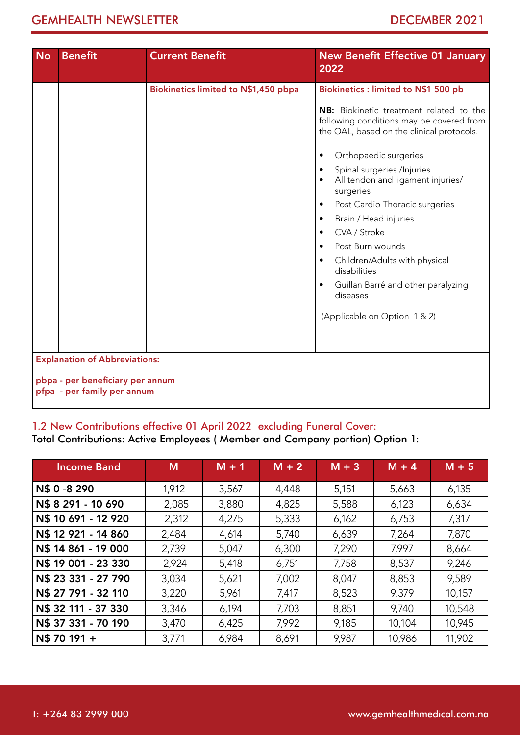| No | Benefit | Current Benefit | New Benefit Effective 01 January 2022 |
|---|---|---|---|
| | | **Biokinetics limited to N$1,450 pbpa** | **Biokinetics : limited to N$1 500 pb**<br><br>**NB:** Biokinetic treatment related to the following conditions may be covered from the OAL, based on the clinical protocols.<br><br>• Orthopaedic surgeries<br>• Spinal surgeries /Injuries<br>• All tendon and ligament injuries/ surgeries<br>• Post Cardio Thoracic surgeries<br>• Brain / Head injuries<br>• CVA / Stroke<br>• Post Burn wounds<br>• Children/Adults with physical disabilities<br>• Guillan Barré and other paralyzing diseases<br><br>(Applicable on Option 1 & 2) |

**Explanation of Abbreviations:**

**pbpa - per beneficiary per annum**
**pfpa - per family per annum**

## 1.2 New Contributions effective 01 April 2022 excluding Funeral Cover:

Total Contributions: Active Employees ( Member and Company portion) Option 1:

| Income Band | M | M + 1 | M + 2 | M + 3 | M + 4 | M + 5 |
|---|---|---|---|---|---|---|
| **N$ 0 -8 290** | 1,912 | 3,567 | 4,448 | 5,151 | 5,663 | 6,135 |
| **N$ 8 291 - 10 690** | 2,085 | 3,880 | 4,825 | 5,588 | 6,123 | 6,634 |
| **N$ 10 691 - 12 920** | 2,312 | 4,275 | 5,333 | 6,162 | 6,753 | 7,317 |
| **N$ 12 921 - 14 860** | 2,484 | 4,614 | 5,740 | 6,639 | 7,264 | 7,870 |
| **N$ 14 861 - 19 000** | 2,739 | 5,047 | 6,300 | 7,290 | 7,997 | 8,664 |
| **N$ 19 001 - 23 330** | 2,924 | 5,418 | 6,751 | 7,758 | 8,537 | 9,246 |
| **N$ 23 331 - 27 790** | 3,034 | 5,621 | 7,002 | 8,047 | 8,853 | 9,589 |
| **N$ 27 791 - 32 110** | 3,220 | 5,961 | 7,417 | 8,523 | 9,379 | 10,157 |
| **N$ 32 111 - 37 330** | 3,346 | 6,194 | 7,703 | 8,851 | 9,740 | 10,548 |
| **N$ 37 331 - 70 190** | 3,470 | 6,425 | 7,992 | 9,185 | 10,104 | 10,945 |
| **N$ 70 191 +** | 3,771 | 6,984 | 8,691 | 9,987 | 10,986 | 11,902 |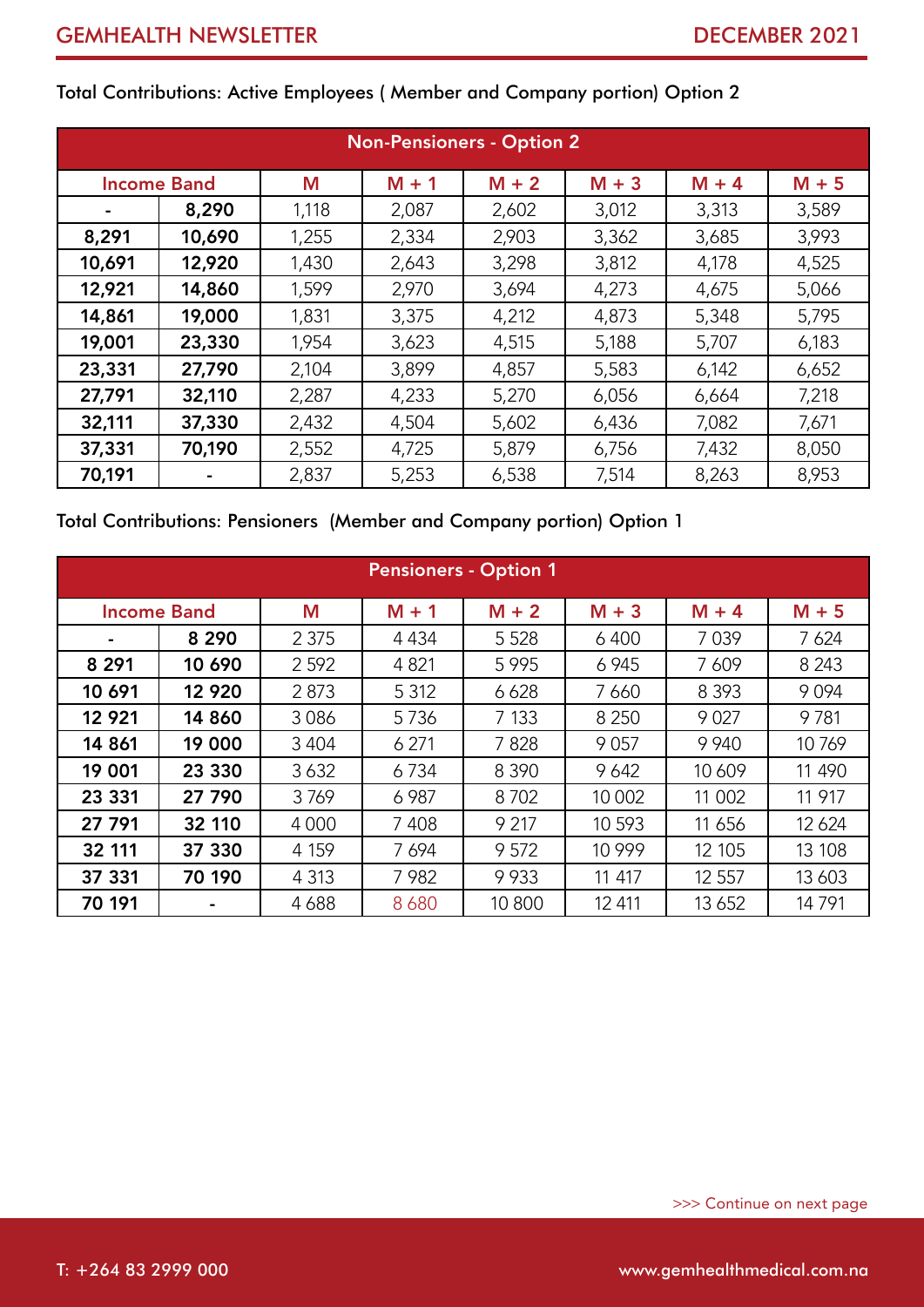Total Contributions: Active Employees ( Member and Company portion) Option 2

| Non-Pensioners - Option 2 | | | | | | | |
|---|---|---|---|---|---|---|---|
| Income Band | | M | M + 1 | M + 2 | M + 3 | M + 4 | M + 5 |
| - | 8,290 | 1,118 | 2,087 | 2,602 | 3,012 | 3,313 | 3,589 |
| 8,291 | 10,690 | 1,255 | 2,334 | 2,903 | 3,362 | 3,685 | 3,993 |
| 10,691 | 12,920 | 1,430 | 2,643 | 3,298 | 3,812 | 4,178 | 4,525 |
| 12,921 | 14,860 | 1,599 | 2,970 | 3,694 | 4,273 | 4,675 | 5,066 |
| 14,861 | 19,000 | 1,831 | 3,375 | 4,212 | 4,873 | 5,348 | 5,795 |
| 19,001 | 23,330 | 1,954 | 3,623 | 4,515 | 5,188 | 5,707 | 6,183 |
| 23,331 | 27,790 | 2,104 | 3,899 | 4,857 | 5,583 | 6,142 | 6,652 |
| 27,791 | 32,110 | 2,287 | 4,233 | 5,270 | 6,056 | 6,664 | 7,218 |
| 32,111 | 37,330 | 2,432 | 4,504 | 5,602 | 6,436 | 7,082 | 7,671 |
| 37,331 | 70,190 | 2,552 | 4,725 | 5,879 | 6,756 | 7,432 | 8,050 |
| 70,191 | - | 2,837 | 5,253 | 6,538 | 7,514 | 8,263 | 8,953 |

Total Contributions: Pensioners (Member and Company portion) Option 1

| Pensioners - Option 1 | | | | | | | |
|---|---|---|---|---|---|---|---|
| Income Band | | M | M + 1 | M + 2 | M + 3 | M + 4 | M + 5 |
| - | 8 290 | 2 375 | 4 434 | 5 528 | 6 400 | 7 039 | 7 624 |
| 8 291 | 10 690 | 2 592 | 4 821 | 5 995 | 6 945 | 7 609 | 8 243 |
| 10 691 | 12 920 | 2 873 | 5 312 | 6 628 | 7 660 | 8 393 | 9 094 |
| 12 921 | 14 860 | 3 086 | 5 736 | 7 133 | 8 250 | 9 027 | 9 781 |
| 14 861 | 19 000 | 3 404 | 6 271 | 7 828 | 9 057 | 9 940 | 10 769 |
| 19 001 | 23 330 | 3 632 | 6 734 | 8 390 | 9 642 | 10 609 | 11 490 |
| 23 331 | 27 790 | 3 769 | 6 987 | 8 702 | 10 002 | 11 002 | 11 917 |
| 27 791 | 32 110 | 4 000 | 7 408 | 9 217 | 10 593 | 11 656 | 12 624 |
| 32 111 | 37 330 | 4 159 | 7 694 | 9 572 | 10 999 | 12 105 | 13 108 |
| 37 331 | 70 190 | 4 313 | 7 982 | 9 933 | 11 417 | 12 557 | 13 603 |
| 70 191 | - | 4 688 | 8 680 | 10 800 | 12 411 | 13 652 | 14 791 |

>>> Continue on next page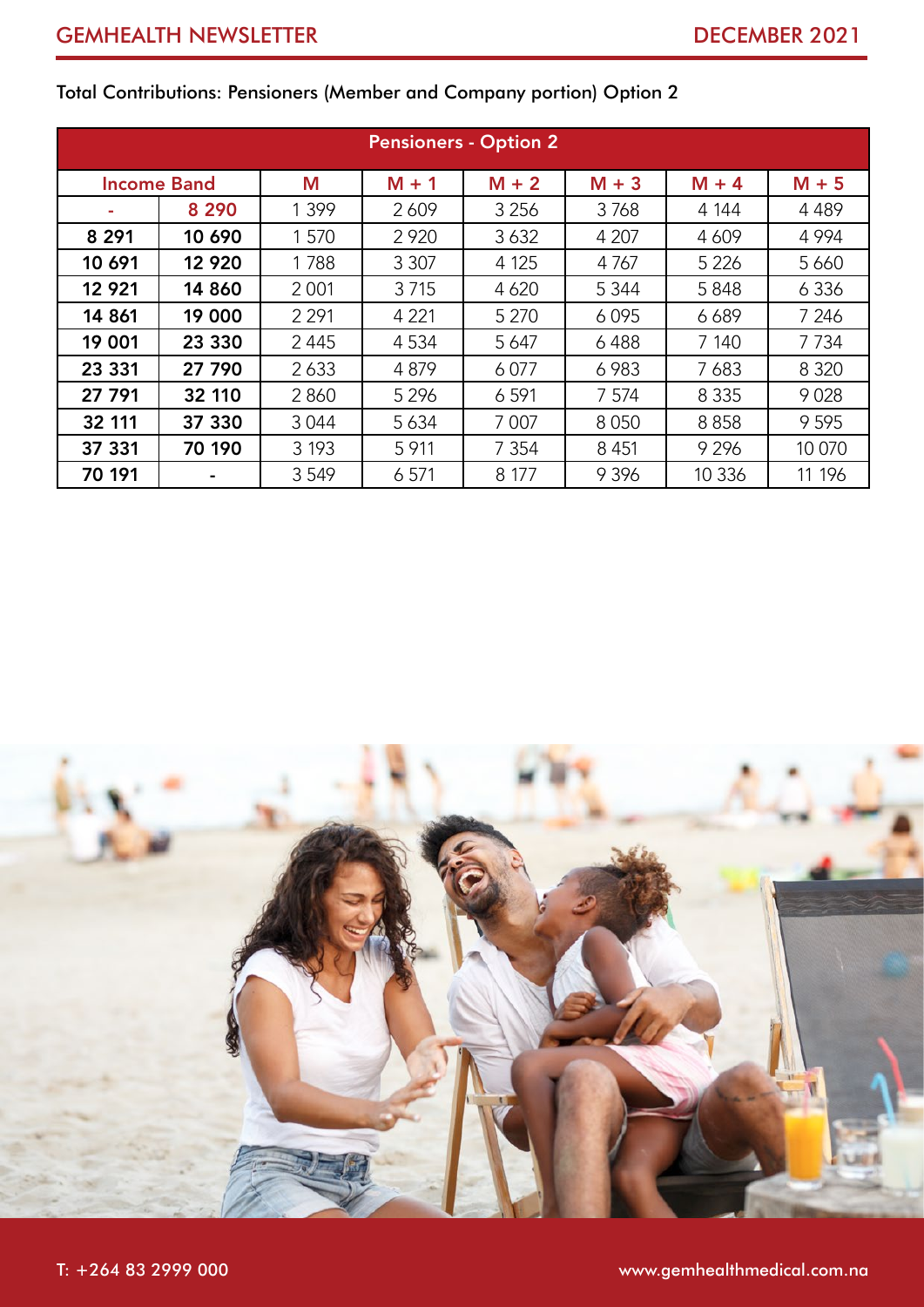Total Contributions: Pensioners (Member and Company portion) Option 2

| Pensioners - Option 2 | | | | | | | |
|---|---|---|---|---|---|---|---|
| Income Band | | M | M + 1 | M + 2 | M + 3 | M + 4 | M + 5 |
| - | 8 290 | 1 399 | 2 609 | 3 256 | 3 768 | 4 144 | 4 489 |
| 8 291 | 10 690 | 1 570 | 2 920 | 3 632 | 4 207 | 4 609 | 4 994 |
| 10 691 | 12 920 | 1 788 | 3 307 | 4 125 | 4 767 | 5 226 | 5 660 |
| 12 921 | 14 860 | 2 001 | 3 715 | 4 620 | 5 344 | 5 848 | 6 336 |
| 14 861 | 19 000 | 2 291 | 4 221 | 5 270 | 6 095 | 6 689 | 7 246 |
| 19 001 | 23 330 | 2 445 | 4 534 | 5 647 | 6 488 | 7 140 | 7 734 |
| 23 331 | 27 790 | 2 633 | 4 879 | 6 077 | 6 983 | 7 683 | 8 320 |
| 27 791 | 32 110 | 2 860 | 5 296 | 6 591 | 7 574 | 8 335 | 9 028 |
| 32 111 | 37 330 | 3 044 | 5 634 | 7 007 | 8 050 | 8 858 | 9 595 |
| 37 331 | 70 190 | 3 193 | 5 911 | 7 354 | 8 451 | 9 296 | 10 070 |
| 70 191 | - | 3 549 | 6 571 | 8 177 | 9 396 | 10 336 | 11 196 |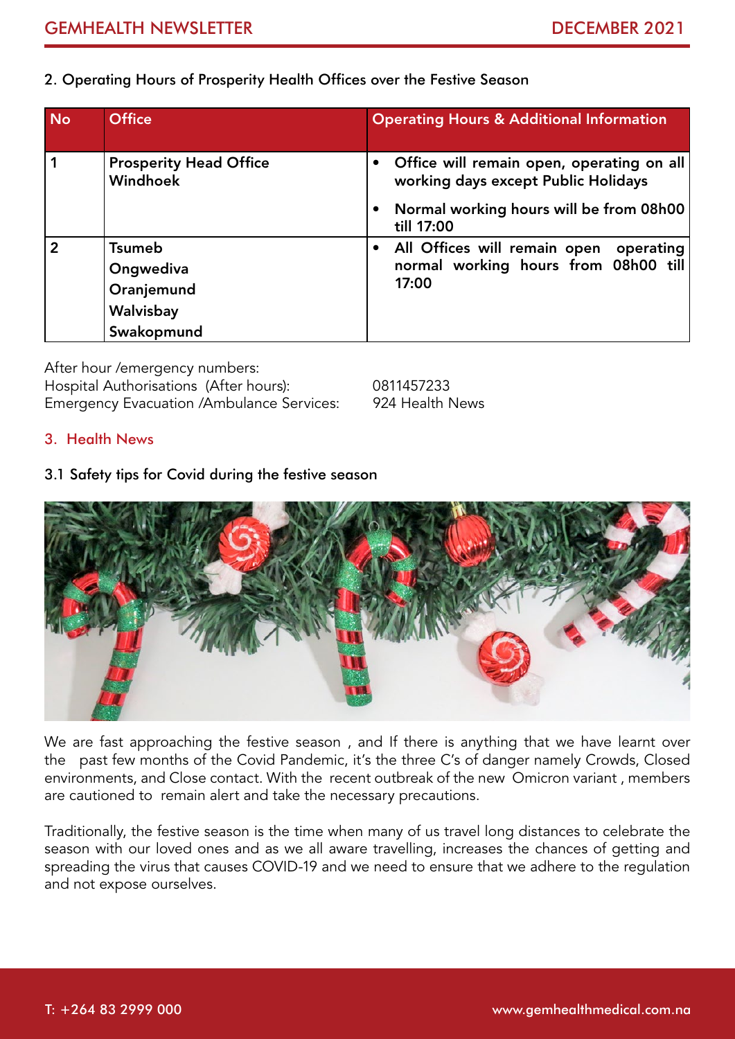## 2. Operating Hours of Prosperity Health Offices over the Festive Season

| No | Office | Operating Hours & Additional Information |
| --- | --- | --- |
| 1 | **Prosperity Head Office Windhoek** | • **Office will remain open, operating on all working days except Public Holidays**<br>• **Normal working hours will be from 08h00 till 17:00** |
| 2 | **Tsumeb**<br>**Ongwediva**<br>**Oranjemund**<br>**Walvisbay**<br>**Swakopmund** | • **All Offices will remain open operating normal working hours from 08h00 till 17:00** |

After hour /emergency numbers:
Hospital Authorisations (After hours): 0811457233
Emergency Evacuation /Ambulance Services: 924 Health News

## 3. Health News

### 3.1 Safety tips for Covid during the festive season

We are fast approaching the festive season , and If there is anything that we have learnt over the past few months of the Covid Pandemic, it's the three C's of danger namely Crowds, Closed environments, and Close contact. With the recent outbreak of the new Omicron variant , members are cautioned to remain alert and take the necessary precautions.

Traditionally, the festive season is the time when many of us travel long distances to celebrate the season with our loved ones and as we all aware travelling, increases the chances of getting and spreading the virus that causes COVID-19 and we need to ensure that we adhere to the regulation and not expose ourselves.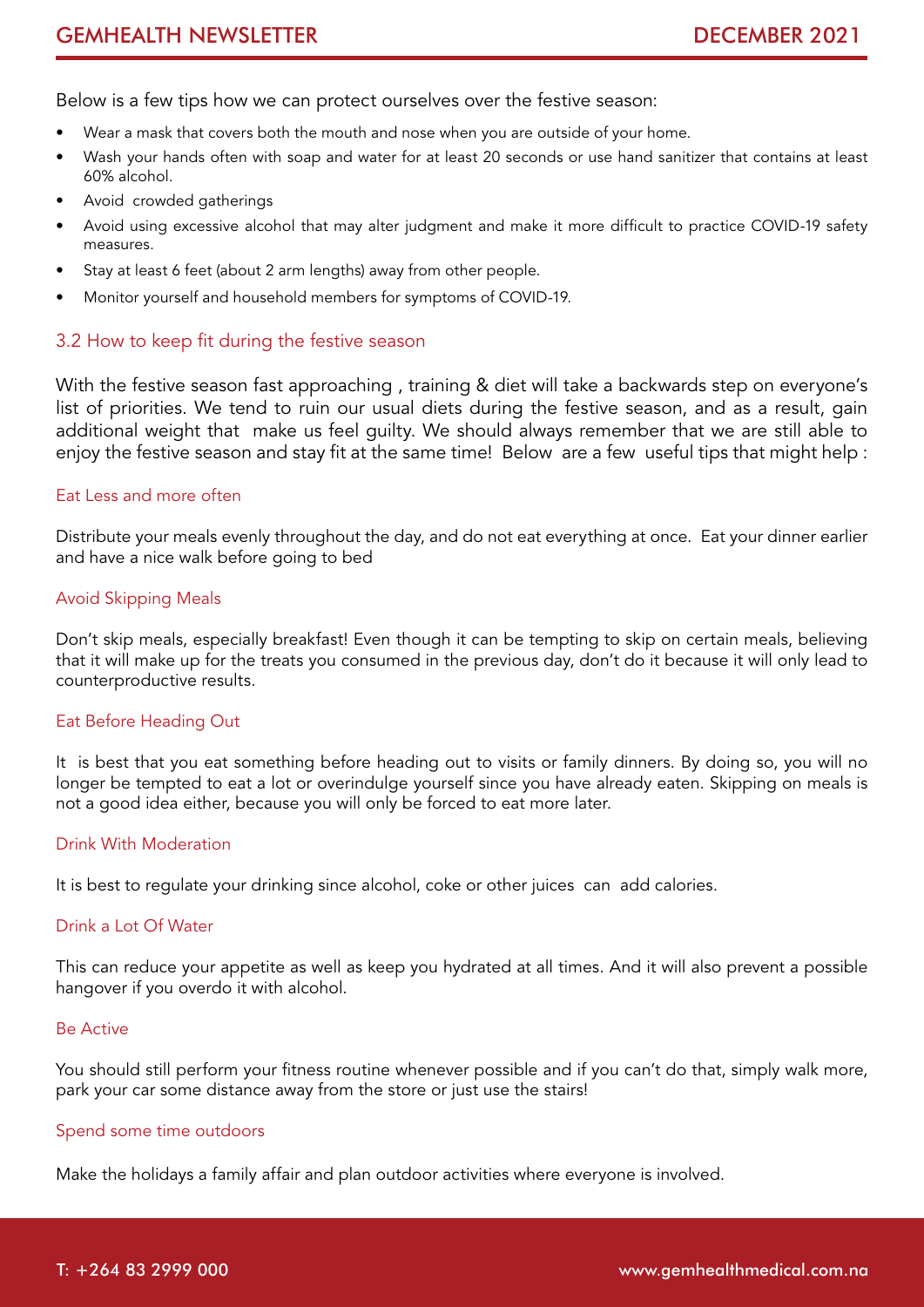Below is a few tips how we can protect ourselves over the festive season:

- Wear a mask that covers both the mouth and nose when you are outside of your home.
- Wash your hands often with soap and water for at least 20 seconds or use hand sanitizer that contains at least 60% alcohol.
- Avoid crowded gatherings
- Avoid using excessive alcohol that may alter judgment and make it more difficult to practice COVID-19 safety measures.
- Stay at least 6 feet (about 2 arm lengths) away from other people.
- Monitor yourself and household members for symptoms of COVID-19.

## 3.2 How to keep fit during the festive season

With the festive season fast approaching , training & diet will take a backwards step on everyone's list of priorities. We tend to ruin our usual diets during the festive season, and as a result, gain additional weight that make us feel guilty. We should always remember that we are still able to enjoy the festive season and stay fit at the same time! Below are a few useful tips that might help :

### Eat Less and more often

Distribute your meals evenly throughout the day, and do not eat everything at once. Eat your dinner earlier and have a nice walk before going to bed

### Avoid Skipping Meals

Don't skip meals, especially breakfast! Even though it can be tempting to skip on certain meals, believing that it will make up for the treats you consumed in the previous day, don't do it because it will only lead to counterproductive results.

### Eat Before Heading Out

It is best that you eat something before heading out to visits or family dinners. By doing so, you will no longer be tempted to eat a lot or overindulge yourself since you have already eaten. Skipping on meals is not a good idea either, because you will only be forced to eat more later.

### Drink With Moderation

It is best to regulate your drinking since alcohol, coke or other juices can add calories.

### Drink a Lot Of Water

This can reduce your appetite as well as keep you hydrated at all times. And it will also prevent a possible hangover if you overdo it with alcohol.

### Be Active

You should still perform your fitness routine whenever possible and if you can't do that, simply walk more, park your car some distance away from the store or just use the stairs!

### Spend some time outdoors

Make the holidays a family affair and plan outdoor activities where everyone is involved.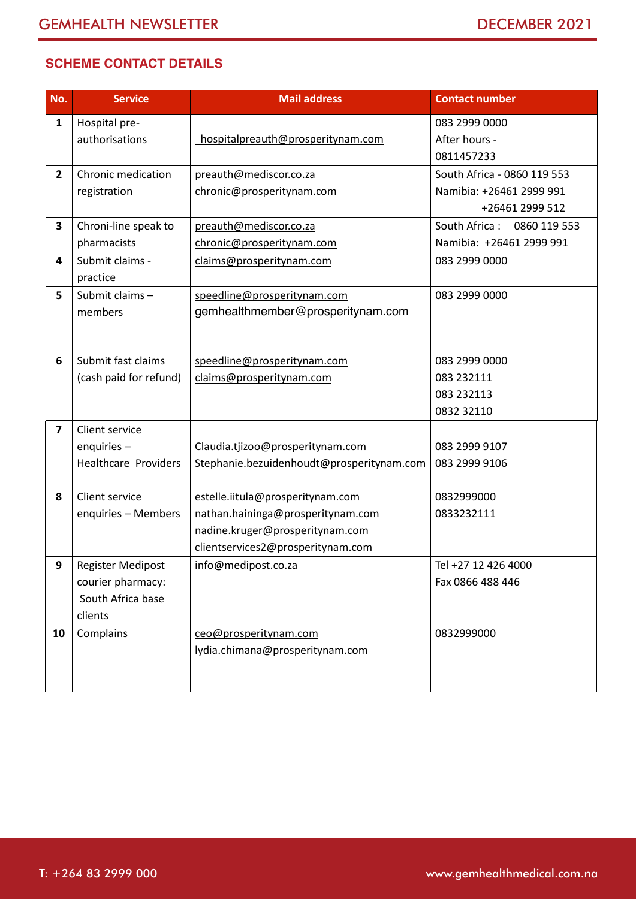## SCHEME CONTACT DETAILS

| No. | Service | Mail address | Contact number |
|---|---|---|---|
| 1 | Hospital pre-authorisations | hospitalpreauth@prosperitynam.com | 083 2999 0000<br>After hours - 0811457233 |
| 2 | Chronic medication registration | preauth@mediscor.co.za<br>chronic@prosperitynam.com | South Africa - 0860 119 553<br>Namibia: +26461 2999 991<br>+26461 2999 512 |
| 3 | Chroni-line speak to pharmacists | preauth@mediscor.co.za<br>chronic@prosperitynam.com | South Africa : 0860 119 553<br>Namibia: +26461 2999 991 |
| 4 | Submit claims - practice | claims@prosperitynam.com | 083 2999 0000 |
| 5 | Submit claims – members | speedline@prosperitynam.com<br>gemhealthmember@prosperitynam.com | 083 2999 0000 |
| 6 | Submit fast claims (cash paid for refund) | speedline@prosperitynam.com<br>claims@prosperitynam.com | 083 2999 0000<br>083 232111<br>083 232113<br>0832 32110 |
| 7 | Client service enquiries – Healthcare Providers | Claudia.tjizoo@prosperitynam.com<br>Stephanie.bezuidenhoudt@prosperitynam.com | 083 2999 9107<br>083 2999 9106 |
| 8 | Client service enquiries – Members | estelle.iitula@prosperitynam.com<br>nathan.haininga@prosperitynam.com<br>nadine.kruger@prosperitynam.com<br>clientservices2@prosperitynam.com | 0832999000<br>0833232111 |
| 9 | Register Medipost courier pharmacy: South Africa base clients | info@medipost.co.za | Tel +27 12 426 4000<br>Fax 0866 488 446 |
| 10 | Complains | ceo@prosperitynam.com<br>lydia.chimana@prosperitynam.com | 0832999000 |